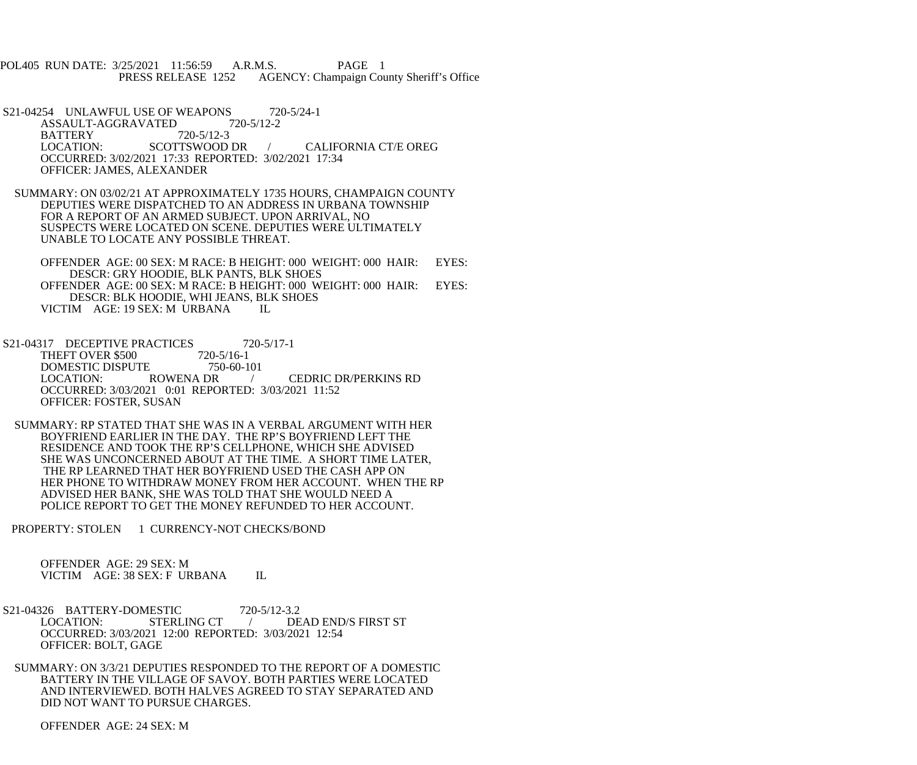POL405 RUN DATE: 3/25/2021 11:56:59 A.R.M.S. PAGE 1
PRESS RELEASE 1252 AGENCY: Champaign County Sheriff's Office

S21-04254 UNLAWFUL USE OF WEAPONS 720-5/24-1
ASSAULT-AGGRAVATED 720-5/12-2
BATTERY 720-5/12-3
LOCATION: SCOTTSWOOD DR / CALIFORNIA CT/E OREG
OCCURRED: 3/02/2021 17:33 REPORTED: 3/02/2021 17:34
OFFICER: JAMES, ALEXANDER

SUMMARY: ON 03/02/21 AT APPROXIMATELY 1735 HOURS, CHAMPAIGN COUNTY DEPUTIES WERE DISPATCHED TO AN ADDRESS IN URBANA TOWNSHIP FOR A REPORT OF AN ARMED SUBJECT. UPON ARRIVAL, NO SUSPECTS WERE LOCATED ON SCENE. DEPUTIES WERE ULTIMATELY UNABLE TO LOCATE ANY POSSIBLE THREAT.

OFFENDER AGE: 00 SEX: M RACE: B HEIGHT: 000 WEIGHT: 000 HAIR: EYES:
DESCR: GRY HOODIE, BLK PANTS, BLK SHOES
OFFENDER AGE: 00 SEX: M RACE: B HEIGHT: 000 WEIGHT: 000 HAIR: EYES:
DESCR: BLK HOODIE, WHI JEANS, BLK SHOES
VICTIM AGE: 19 SEX: M URBANA IL

S21-04317 DECEPTIVE PRACTICES 720-5/17-1
THEFT OVER $500 720-5/16-1
DOMESTIC DISPUTE 750-60-101
LOCATION: ROWENA DR / CEDRIC DR/PERKINS RD
OCCURRED: 3/03/2021 0:01 REPORTED: 3/03/2021 11:52
OFFICER: FOSTER, SUSAN

SUMMARY: RP STATED THAT SHE WAS IN A VERBAL ARGUMENT WITH HER BOYFRIEND EARLIER IN THE DAY. THE RP'S BOYFRIEND LEFT THE RESIDENCE AND TOOK THE RP'S CELLPHONE, WHICH SHE ADVISED SHE WAS UNCONCERNED ABOUT AT THE TIME. A SHORT TIME LATER, THE RP LEARNED THAT HER BOYFRIEND USED THE CASH APP ON HER PHONE TO WITHDRAW MONEY FROM HER ACCOUNT. WHEN THE RP ADVISED HER BANK, SHE WAS TOLD THAT SHE WOULD NEED A POLICE REPORT TO GET THE MONEY REFUNDED TO HER ACCOUNT.

PROPERTY: STOLEN 1 CURRENCY-NOT CHECKS/BOND

OFFENDER AGE: 29 SEX: M
VICTIM AGE: 38 SEX: F URBANA IL

S21-04326 BATTERY-DOMESTIC 720-5/12-3.2
LOCATION: STERLING CT / DEAD END/S FIRST ST
OCCURRED: 3/03/2021 12:00 REPORTED: 3/03/2021 12:54
OFFICER: BOLT, GAGE

SUMMARY: ON 3/3/21 DEPUTIES RESPONDED TO THE REPORT OF A DOMESTIC BATTERY IN THE VILLAGE OF SAVOY. BOTH PARTIES WERE LOCATED AND INTERVIEWED. BOTH HALVES AGREED TO STAY SEPARATED AND DID NOT WANT TO PURSUE CHARGES.

OFFENDER AGE: 24 SEX: M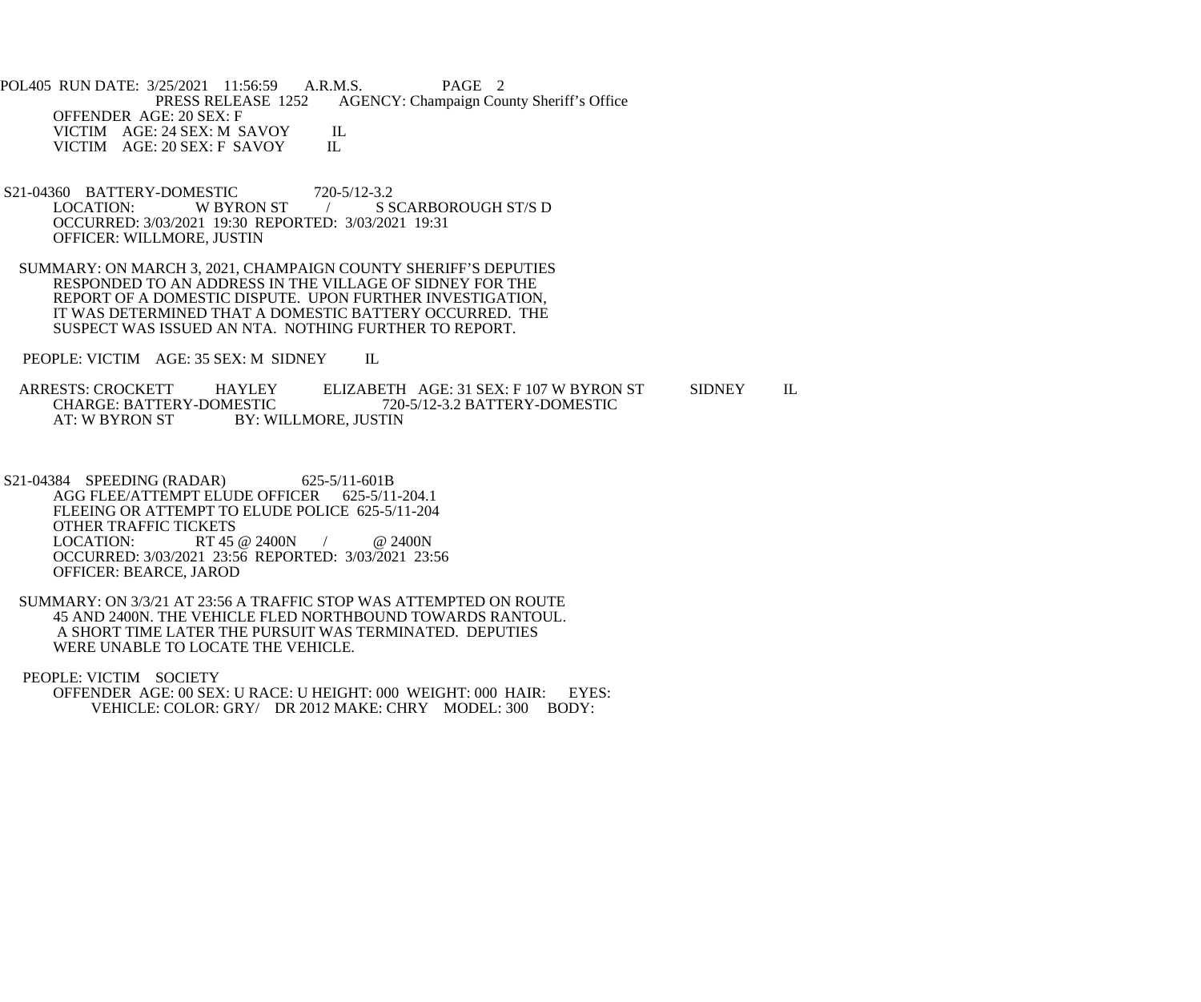OFFENDER AGE: 20 SEX: F
VICTIM AGE: 24 SEX: M SAVOY IL
VICTIM AGE: 20 SEX: F SAVOY IL

S21-04360 BATTERY-DOMESTIC 720-5/12-3.2
LOCATION: W BYRON ST / S SCARBOROUGH ST/S D
OCCURRED: 3/03/2021 19:30 REPORTED: 3/03/2021 19:31
OFFICER: WILLMORE, JUSTIN

SUMMARY: ON MARCH 3, 2021, CHAMPAIGN COUNTY SHERIFF'S DEPUTIES RESPONDED TO AN ADDRESS IN THE VILLAGE OF SIDNEY FOR THE REPORT OF A DOMESTIC DISPUTE. UPON FURTHER INVESTIGATION, IT WAS DETERMINED THAT A DOMESTIC BATTERY OCCURRED. THE SUSPECT WAS ISSUED AN NTA. NOTHING FURTHER TO REPORT.

PEOPLE: VICTIM AGE: 35 SEX: M SIDNEY IL

ARRESTS: CROCKETT HAYLEY ELIZABETH AGE: 31 SEX: F 107 W BYRON ST SIDNEY IL
CHARGE: BATTERY-DOMESTIC 720-5/12-3.2 BATTERY-DOMESTIC
AT: W BYRON ST BY: WILLMORE, JUSTIN

S21-04384 SPEEDING (RADAR) 625-5/11-601B
AGG FLEE/ATTEMPT ELUDE OFFICER 625-5/11-204.1
FLEEING OR ATTEMPT TO ELUDE POLICE 625-5/11-204
OTHER TRAFFIC TICKETS
LOCATION: RT 45 @ 2400N / @ 2400N
OCCURRED: 3/03/2021 23:56 REPORTED: 3/03/2021 23:56
OFFICER: BEARCE, JAROD

SUMMARY: ON 3/3/21 AT 23:56 A TRAFFIC STOP WAS ATTEMPTED ON ROUTE 45 AND 2400N. THE VEHICLE FLED NORTHBOUND TOWARDS RANTOUL. A SHORT TIME LATER THE PURSUIT WAS TERMINATED. DEPUTIES WERE UNABLE TO LOCATE THE VEHICLE.

PEOPLE: VICTIM SOCIETY
OFFENDER AGE: 00 SEX: U RACE: U HEIGHT: 000 WEIGHT: 000 HAIR: EYES:
VEHICLE: COLOR: GRY/ DR 2012 MAKE: CHRY MODEL: 300 BODY: